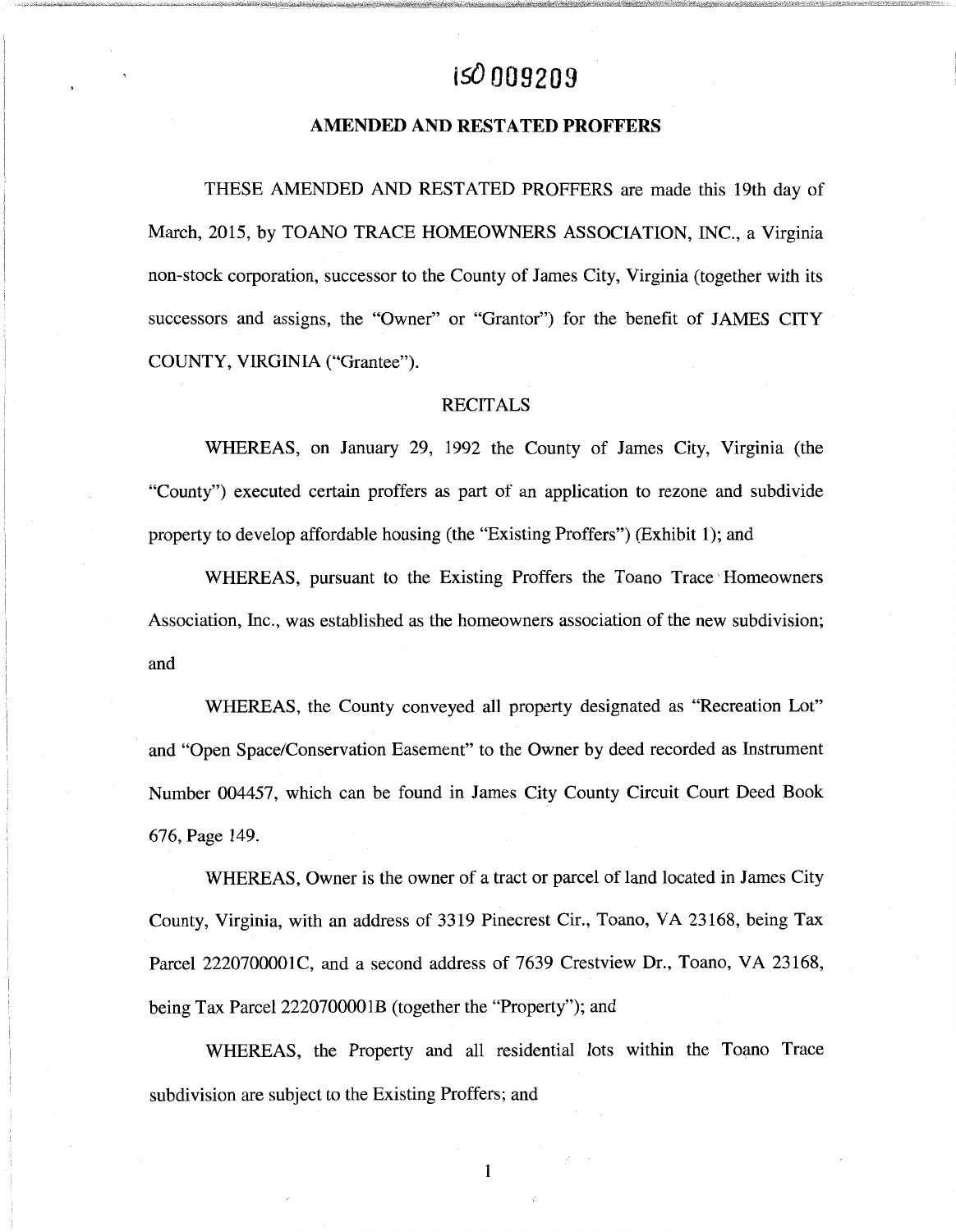150009209

## AMENDED AND RESTATED PROFFERS

THESE AMENDED AND RESTATED PROFFERS are made this 19th day of March, 2015, by TOANO TRACE HOMEOWNERS ASSOCIATION, INC., a Virginia non-stock corporation, successor to the County of James City, Virginia (together with its successors and assigns, the "Owner" or "Grantor") for the benefit of JAMES CITY COUNTY, VIRGINIA ("Grantee").

### RECITALS

WHEREAS, on January 29, 1992 the County of James City, Virginia (the "County") executed certain proffers as part of an application to rezone and subdivide property to develop affordable housing (the "Existing Proffers") (Exhibit 1); and

WHEREAS, pursuant to the Existing Proffers the Toano Trace Homeowners Association, Inc., was established as the homeowners association of the new subdivision; and

WHEREAS, the County conveyed all property designated as "Recreation Lot" and "Open Space/Conservation Easement" to the Owner by deed recorded as Instrument Number 004457, which can be found in James City County Circuit Court Deed Book 676, Page 149.

WHEREAS, Owner is the owner of a tract or parcel of land located in James City County, Virginia, with an address of 3319 Pinecrest Cir., Toano, VA 23168, being Tax Parcel 2220700001C, and a second address of 7639 Crestview Dr., Toano, VA 23168, being Tax Parcel 2220700001B (together the "Property"); and

WHEREAS, the Property and all residential lots within the Toano Trace subdivision are subject to the Existing Proffers; and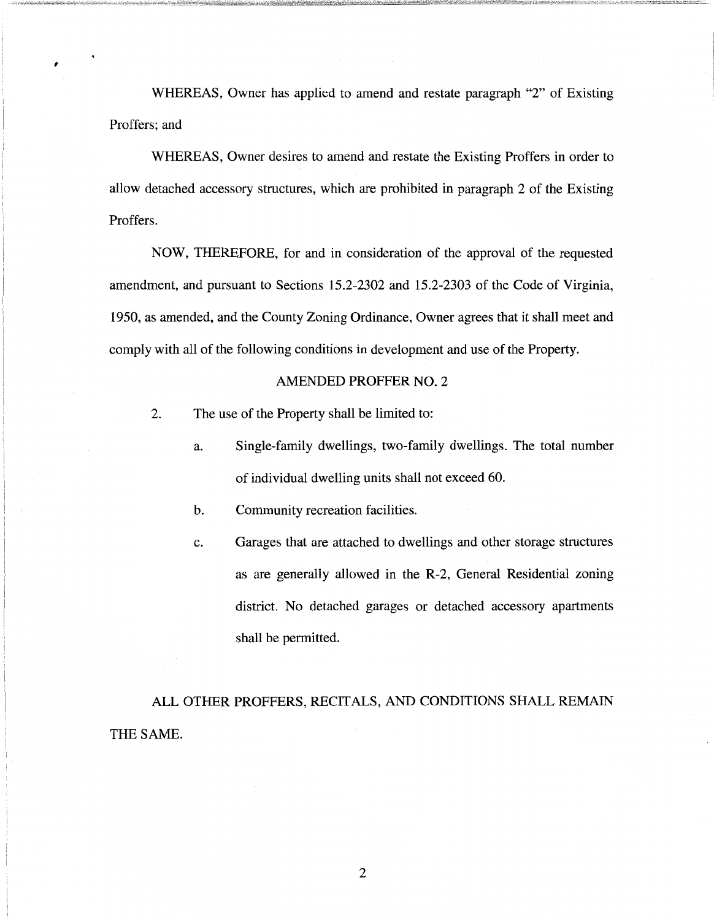WHEREAS, Owner has applied to amend and restate paragraph "2" of Existing Proffers; and

WHEREAS, Owner desires to amend and restate the Existing Proffers in order to allow detached accessory structures, which are prohibited in paragraph 2 of the Existing Proffers.

NOW, THEREFORE, for and in consideration of the approval of the requested amendment, and pursuant to Sections 15.2-2302 and 15.2-2303 of the Code of Virginia, 1950, as amended, and the County Zoning Ordinance, Owner agrees that it shall meet and comply with all of the following conditions in development and use of the Property.

AMENDED PROFFER NO. 2

2. The use of the Property shall be limited to:

   a. Single-family dwellings, two-family dwellings. The total number of individual dwelling units shall not exceed 60.

   b. Community recreation facilities.

   c. Garages that are attached to dwellings and other storage structures as are generally allowed in the R-2, General Residential zoning district. No detached garages or detached accessory apartments shall be permitted.

ALL OTHER PROFFERS, RECITALS, AND CONDITIONS SHALL REMAIN THE SAME.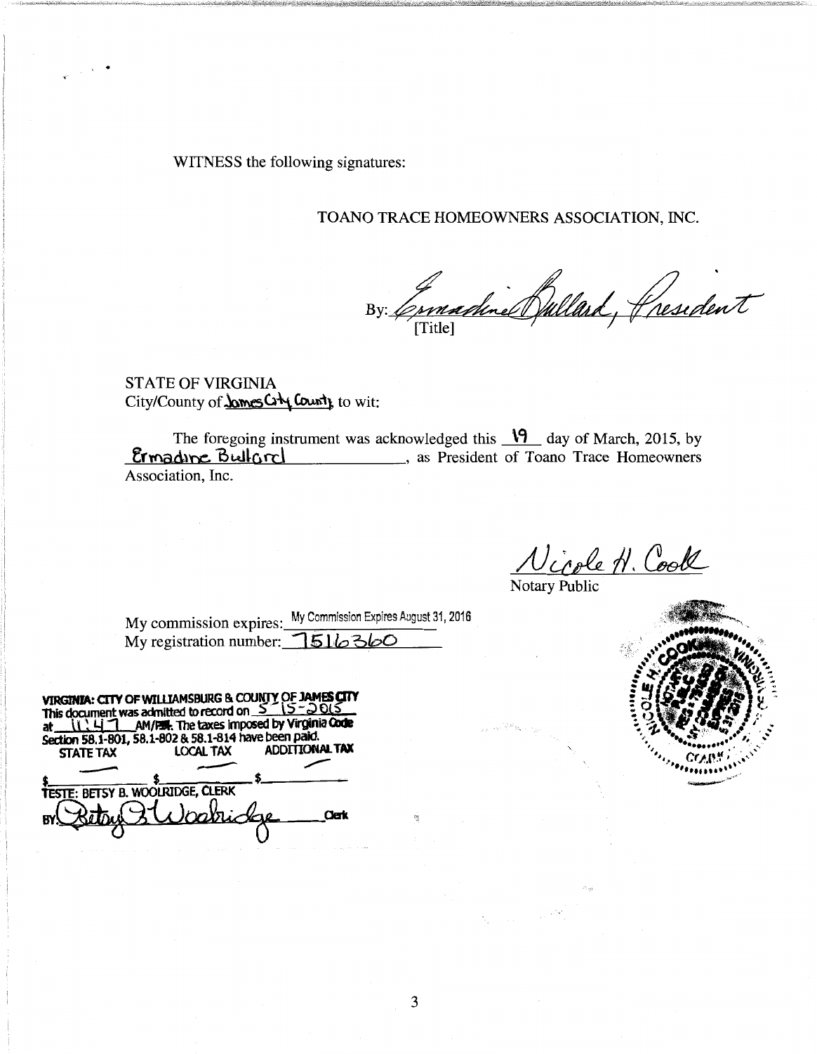WITNESS the following signatures:

TOANO TRACE HOMEOWNERS ASSOCIATION, INC.

By: Ermadine Bullard, President
[Title]

STATE OF VIRGINIA
City/County of James City County, to wit:

The foregoing instrument was acknowledged this 19 day of March, 2015, by Ermadine Bullard, as President of Toano Trace Homeowners Association, Inc.

Nicole H. Cook
Notary Public

My commission expires: My Commission Expires August 31, 2016
My registration number: 7516360

NICOLE H. COOK
NOTARY PUBLIC
REG. # 7516360
COMMONWEALTH OF VIRGINIA
MY COMMISSION EXPIRES 8/31/2016

VIRGINIA: CITY OF WILLIAMSBURG & COUNTY OF JAMES CITY
This document was admitted to record on 5-15-2015 at 11:47 AM/PM. The taxes imposed by Virginia Code Section 58.1-801, 58.1-802 & 58.1-814 have been paid.

| STATE TAX | LOCAL TAX | ADDITIONAL TAX |
|---|---|---|
| $ | $ | $ |

TESTE: BETSY B. WOOLRIDGE, CLERK
BY: Betsy B. Woolridge Clerk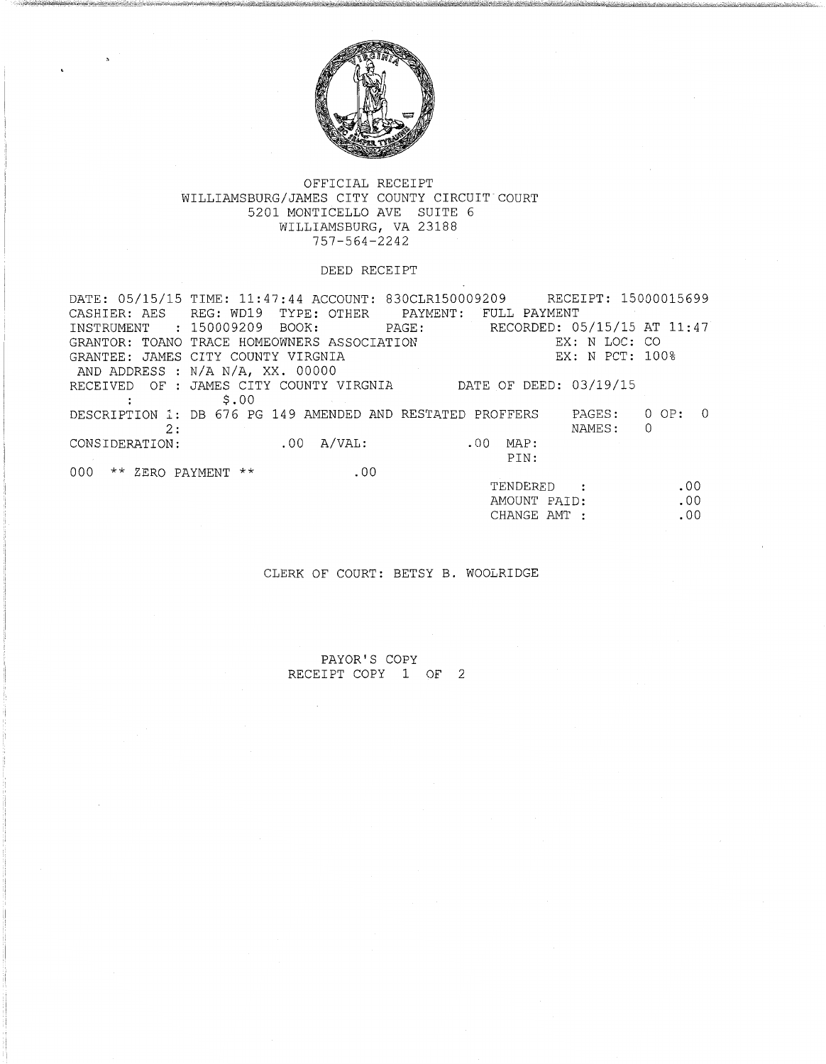OFFICIAL RECEIPT
WILLIAMSBURG/JAMES CITY COUNTY CIRCUIT COURT
5201 MONTICELLO AVE SUITE 6
WILLIAMSBURG, VA 23188
757-564-2242

DEED RECEIPT

```
DATE: 05/15/15 TIME: 11:47:44 ACCOUNT: 830CLR150009209     RECEIPT: 15000015699
CASHIER: AES   REG: WD19  TYPE: OTHER    PAYMENT:  FULL PAYMENT
INSTRUMENT   : 150009209  BOOK:         PAGE:          RECORDED: 05/15/15 AT 11:47
GRANTOR: TOANO TRACE HOMEOWNERS ASSOCIATION                     EX: N LOC: CO
GRANTEE: JAMES CITY COUNTY VIRGNIA                              EX: N PCT: 100%
 AND ADDRESS : N/A N/A, XX. 00000
RECEIVED  OF : JAMES CITY COUNTY VIRGNIA          DATE OF DEED: 03/19/15
       :          $.00
DESCRIPTION 1: DB 676 PG 149 AMENDED AND RESTATED PROFFERS     PAGES:   0 OP:  0
          2:                                                   NAMES:   0
CONSIDERATION:              .00  A/VAL:              .00  MAP:
                                                          PIN:
000  ** ZERO PAYMENT **             .00
                                                    TENDERED    :            .00
                                                    AMOUNT PAID:             .00
                                                    CHANGE AMT :             .00
```

CLERK OF COURT: BETSY B. WOOLRIDGE

PAYOR'S COPY
RECEIPT COPY 1 OF 2